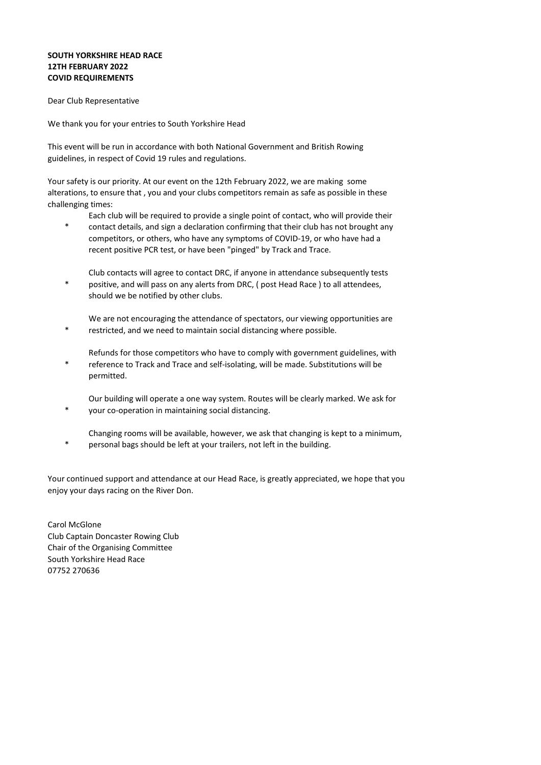**SOUTH YORKSHIRE HEAD RACE**
**12TH FEBRUARY 2022**
**COVID REQUIREMENTS**

Dear Club Representative

We thank you for your entries to South Yorkshire Head

This event will be run in accordance with both National Government and British Rowing guidelines, in respect of Covid 19 rules and regulations.

Your safety is our priority. At our event on the 12th February 2022, we are making some alterations, to ensure that , you and your clubs competitors remain as safe as possible in these challenging times:

* Each club will be required to provide a single point of contact, who will provide their contact details, and sign a declaration confirming that their club has not brought any competitors, or others, who have any symptoms of COVID-19, or who have had a recent positive PCR test, or have been "pinged" by Track and Trace.

* Club contacts will agree to contact DRC, if anyone in attendance subsequently tests positive, and will pass on any alerts from DRC, ( post Head Race ) to all attendees, should we be notified by other clubs.

* We are not encouraging the attendance of spectators, our viewing opportunities are restricted, and we need to maintain social distancing where possible.

* Refunds for those competitors who have to comply with government guidelines, with reference to Track and Trace and self-isolating, will be made. Substitutions will be permitted.

* Our building will operate a one way system. Routes will be clearly marked. We ask for your co-operation in maintaining social distancing.

* Changing rooms will be available, however, we ask that changing is kept to a minimum, personal bags should be left at your trailers, not left in the building.

Your continued support and attendance at our Head Race, is greatly appreciated, we hope that you enjoy your days racing on the River Don.

Carol McGlone
Club Captain Doncaster Rowing Club
Chair of the Organising Committee
South Yorkshire Head Race
07752 270636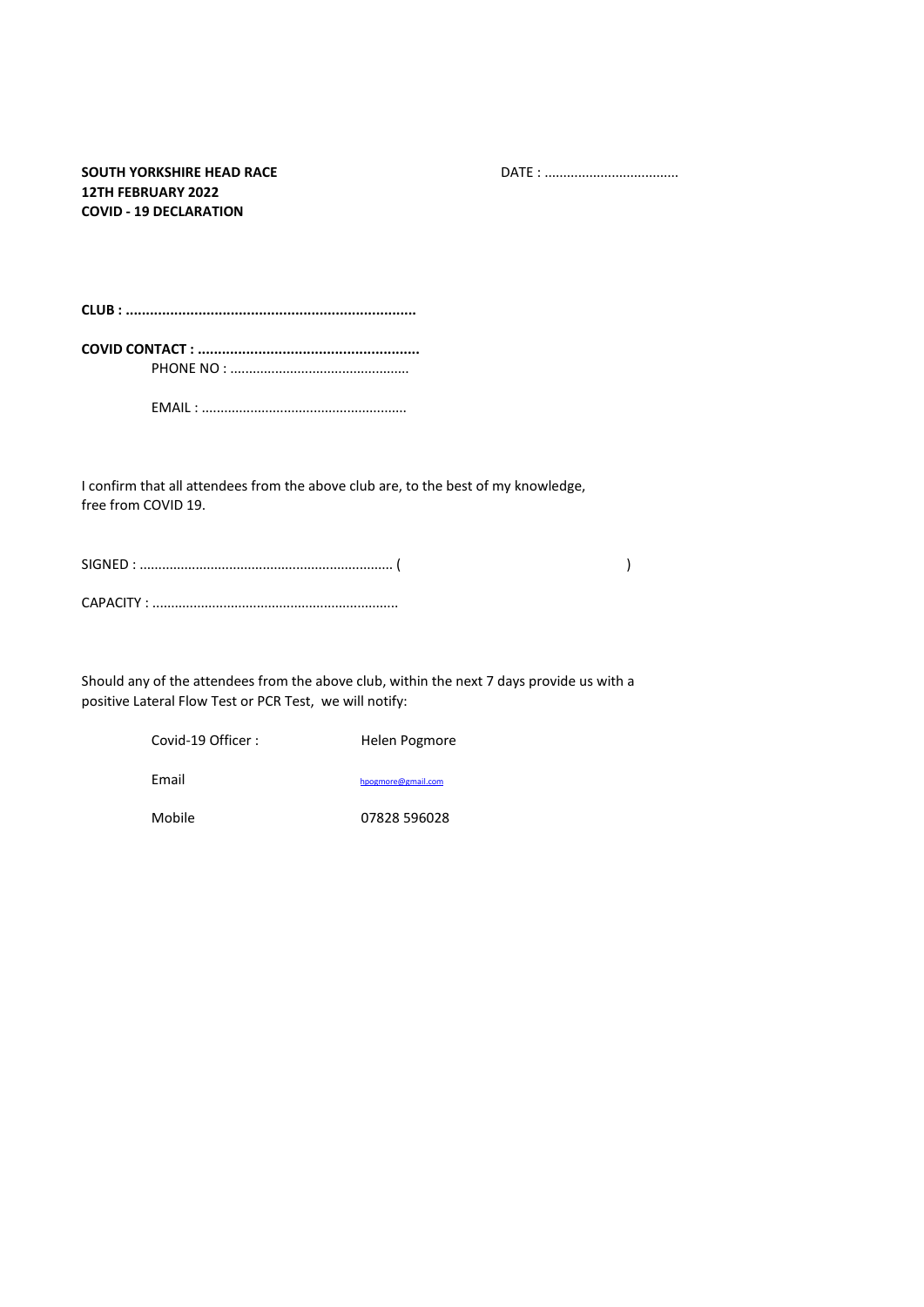**SOUTH YORKSHIRE HEAD RACE**
**12TH FEBRUARY 2022**
**COVID - 19 DECLARATION**

DATE : ....................................

**CLUB : .......................................................................**

**COVID CONTACT : ......................................................**

PHONE NO : ................................................

EMAIL : .......................................................

I confirm that all attendees from the above club are, to the best of my knowledge, free from COVID 19.

SIGNED : ................................................................... (                                                    )

CAPACITY : .................................................................

Should any of the attendees from the above club, within the next 7 days provide us with a positive Lateral Flow Test or PCR Test, we will notify:

| | |
|---|---|
| Covid-19 Officer : | Helen Pogmore |
| Email | hpogmore@gmail.com |
| Mobile | 07828 596028 |